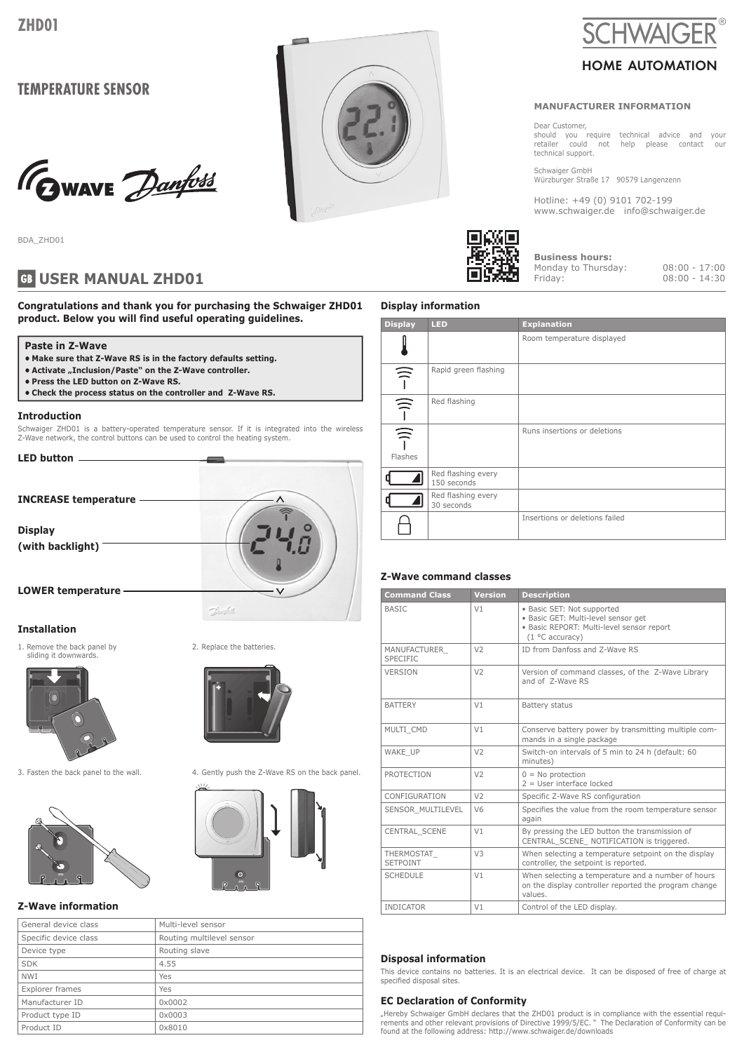# ZHD01

## TEMPERATURE SENSOR

SCHWAIGER®
HOME AUTOMATION

BDA_ZHD01

**MANUFACTURER INFORMATION**

Dear Customer,
should you require technical advice and your retailer could not help please contact our technical support.

Schwaiger GmbH
Würzburger Straße 17 90579 Langenzenn

Hotline: +49 (0) 9101 702-199
www.schwaiger.de info@schwaiger.de

**Business hours:**
Monday to Thursday: 08:00 - 17:00
Friday: 08:00 - 14:30

# GB USER MANUAL ZHD01

**Congratulations and thank you for purchasing the Schwaiger ZHD01 product. Below you will find useful operating guidelines.**

### Paste in Z-Wave

- **Make sure that Z-Wave RS is in the factory defaults setting.**
- **Activate „Inclusion/Paste" on the Z-Wave controller.**
- **Press the LED button on Z-Wave RS.**
- **Check the process status on the controller and Z-Wave RS.**

### Introduction

Schwaiger ZHD01 is a battery-operated temperature sensor. If it is integrated into the wireless Z-Wave network, the control buttons can be used to control the heating system.

**LED button**

**INCREASE temperature**

**Display (with backlight)**

**LOWER temperature**

### Installation

1. Remove the back panel by sliding it downwards.
2. Replace the batteries.
3. Fasten the back panel to the wall.
4. Gently push the Z-Wave RS on the back panel.

### Z-Wave information

| | |
|---|---|
| General device class | Multi-level sensor |
| Specific device class | Routing multilevel sensor |
| Device type | Routing slave |
| SDK | 4.55 |
| NWI | Yes |
| Explorer frames | Yes |
| Manufacturer ID | 0x0002 |
| Product type ID | 0x0003 |
| Product ID | 0x8010 |

### Display information

| Display | LED | Explanation |
|---|---|---|
| (thermometer) | | Room temperature displayed |
| (antenna) | Rapid green flashing | |
| (antenna) | Red flashing | |
| (antenna) Flashes | | Runs insertions or deletions |
| (battery) | Red flashing every 150 seconds | |
| (battery) | Red flashing every 30 seconds | |
| (lock) | | Insertions or deletions failed |

### Z-Wave command classes

| Command Class | Version | Description |
|---|---|---|
| BASIC | V1 | • Basic SET: Not supported<br>• Basic GET: Multi-level sensor get<br>• Basic REPORT: Multi-level sensor report (1 °C accuracy) |
| MANUFACTURER_SPECIFIC | V2 | ID from Danfoss and Z-Wave RS |
| VERSION | V2 | Version of command classes, of the Z-Wave Library and of Z-Wave RS |
| BATTERY | V1 | Battery status |
| MULTI_CMD | V1 | Conserve battery power by transmitting multiple commands in a single package |
| WAKE_UP | V2 | Switch-on intervals of 5 min to 24 h (default: 60 minutes) |
| PROTECTION | V2 | 0 = No protection<br>2 = User interface locked |
| CONFIGURATION | V2 | Specific Z-Wave RS configuration |
| SENSOR_MULTILEVEL | V6 | Specifies the value from the room temperature sensor again |
| CENTRAL_SCENE | V1 | By pressing the LED button the transmission of CENTRAL_SCENE_ NOTIFICATION is triggered. |
| THERMOSTAT_SETPOINT | V3 | When selecting a temperature setpoint on the display controller, the setpoint is reported. |
| SCHEDULE | V1 | When selecting a temperature and a number of hours on the display controller reported the program change values. |
| INDICATOR | V1 | Control of the LED display. |

### Disposal information

This device contains no batteries. It is an electrical device. It can be disposed of free of charge at specified disposal sites.

### EC Declaration of Conformity

„Hereby Schwaiger GmbH declares that the ZHD01 product is in compliance with the essential requirements and other relevant provisions of Directive 1999/5/EC. " The Declaration of Conformity can be found at the following address: http://www.schwaiger.de/downloads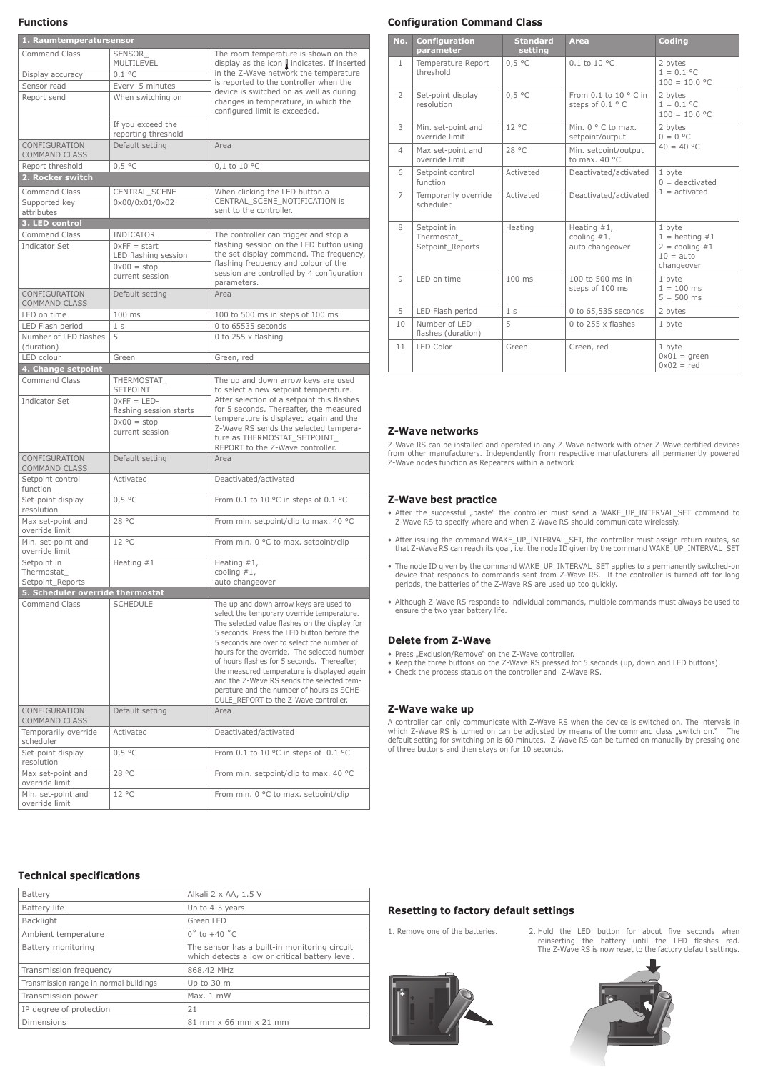## Functions

| 1. Raumtemperatursensor | | |
|---|---|---|
| Command Class | SENSOR_ MULTILEVEL | The room temperature is shown on the display as the icon 🌡 indicates. If inserted in the Z-Wave network the temperature is reported to the controller when the device is switched on as well as during changes in temperature, in which the configured limit is exceeded. |
| Display accuracy | 0,1 °C | |
| Sensor read | Every 5 minutes | |
| Report send | When switching on | |
| | If you exceed the reporting threshold | |
| CONFIGURATION COMMAND CLASS | Default setting | Area |
| Report threshold | 0,5 °C | 0,1 to 10 °C |
| **2. Rocker switch** | | |
| Command Class | CENTRAL_SCENE | When clicking the LED button a CENTRAL_SCENE_NOTIFICATION is sent to the controller. |
| Supported key attributes | 0x00/0x01/0x02 | |
| **3. LED control** | | |
| Command Class | INDICATOR | The controller can trigger and stop a flashing session on the LED button using the set display command. The frequency, flashing frequency and colour of the session are controlled by 4 configuration parameters. |
| Indicator Set | 0xFF = start LED flashing session | |
| | 0x00 = stop current session | |
| CONFIGURATION COMMAND CLASS | Default setting | Area |
| LED on time | 100 ms | 100 to 500 ms in steps of 100 ms |
| LED Flash period | 1 s | 0 to 65535 seconds |
| Number of LED flashes (duration) | 5 | 0 to 255 x flashing |
| LED colour | Green | Green, red |
| **4. Change setpoint** | | |
| Command Class | THERMOSTAT_ SETPOINT | The up and down arrow keys are used to select a new setpoint temperature. After selection of a setpoint this flashes for 5 seconds. Thereafter, the measured temperature is displayed again and the Z-Wave RS sends the selected temperature as THERMOSTAT_SETPOINT_ REPORT to the Z-Wave controller. |
| Indicator Set | 0xFF = LED-flashing session starts | |
| | 0x00 = stop current session | |
| CONFIGURATION COMMAND CLASS | Default setting | Area |
| Setpoint control function | Activated | Deactivated/activated |
| Set-point display resolution | 0,5 °C | From 0.1 to 10 °C in steps of 0.1 °C |
| Max set-point and override limit | 28 °C | From min. setpoint/clip to max. 40 °C |
| Min. set-point and override limit | 12 °C | From min. 0 °C to max. setpoint/clip |
| Setpoint in Thermostat_ Setpoint_Reports | Heating #1 | Heating #1, cooling #1, auto changeover |
| **5. Scheduler override thermostat** | | |
| Command Class | SCHEDULE | The up and down arrow keys are used to select the temporary override temperature. The selected value flashes on the display for 5 seconds. Press the LED button before the 5 seconds are over to select the number of hours for the override. The selected number of hours flashes for 5 seconds. Thereafter, the measured temperature is displayed again and the Z-Wave RS sends the selected temperature and the number of hours as SCHEDULE_REPORT to the Z-Wave controller. |
| CONFIGURATION COMMAND CLASS | Default setting | Area |
| Temporarily override scheduler | Activated | Deactivated/activated |
| Set-point display resolution | 0,5 °C | From 0.1 to 10 °C in steps of 0.1 °C |
| Max set-point and override limit | 28 °C | From min. setpoint/clip to max. 40 °C |
| Min. set-point and override limit | 12 °C | From min. 0 °C to max. setpoint/clip |

## Configuration Command Class

| No. | Configuration parameter | Standard setting | Area | Coding |
|---|---|---|---|---|
| 1 | Temperature Report threshold | 0,5 °C | 0.1 to 10 °C | 2 bytes 1 = 0.1 °C 100 = 10.0 °C |
| 2 | Set-point display resolution | 0,5 °C | From 0.1 to 10 ° C in steps of 0.1 ° C | 2 bytes 1 = 0.1 °C 100 = 10.0 °C |
| 3 | Min. set-point and override limit | 12 °C | Min. 0 ° C to max. setpoint/output | 2 bytes 0 = 0 °C 40 = 40 °C |
| 4 | Max set-point and override limit | 28 °C | Min. setpoint/output to max. 40 °C | |
| 6 | Setpoint control function | Activated | Deactivated/activated | 1 byte 0 = deactivated 1 = activated |
| 7 | Temporarily override scheduler | Activated | Deactivated/activated | |
| 8 | Setpoint in Thermostat_ Setpoint_Reports | Heating | Heating #1, cooling #1, auto changeover | 1 byte 1 = heating #1 2 = cooling #1 10 = auto changeover |
| 9 | LED on time | 100 ms | 100 to 500 ms in steps of 100 ms | 1 byte 1 = 100 ms 5 = 500 ms |
| 5 | LED Flash period | 1 s | 0 to 65,535 seconds | 2 bytes |
| 10 | Number of LED flashes (duration) | 5 | 0 to 255 x flashes | 1 byte |
| 11 | LED Color | Green | Green, red | 1 byte 0x01 = green 0x02 = red |

## Z-Wave networks

Z-Wave RS can be installed and operated in any Z-Wave network with other Z-Wave certified devices from other manufacturers. Independently from respective manufacturers all permanently powered Z-Wave nodes function as Repeaters within a network

## Z-Wave best practice

- After the successful „paste" the controller must send a WAKE_UP_INTERVAL_SET command to Z-Wave RS to specify where and when Z-Wave RS should communicate wirelessly.
- After issuing the command WAKE_UP_INTERVAL_SET, the controller must assign return routes, so that Z-Wave RS can reach its goal, i.e. the node ID given by the command WAKE_UP_INTERVAL_SET
- The node ID given by the command WAKE_UP_INTERVAL_SET applies to a permanently switched-on device that responds to commands sent from Z-Wave RS. If the controller is turned off for long periods, the batteries of the Z-Wave RS are used up too quickly.
- Although Z-Wave RS responds to individual commands, multiple commands must always be used to ensure the two year battery life.

## Delete from Z-Wave

- Press „Exclusion/Remove" on the Z-Wave controller.
- Keep the three buttons on the Z-Wave RS pressed for 5 seconds (up, down and LED buttons).
- Check the process status on the controller and Z-Wave RS.

## Z-Wave wake up

A controller can only communicate with Z-Wave RS when the device is switched on. The intervals in which Z-Wave RS is turned on can be adjusted by means of the command class „switch on." The default setting for switching on is 60 minutes. Z-Wave RS can be turned on manually by pressing one of three buttons and then stays on for 10 seconds.

## Technical specifications

| | |
|---|---|
| Battery | Alkali 2 x AA, 1.5 V |
| Battery life | Up to 4-5 years |
| Backlight | Green LED |
| Ambient temperature | 0 °C to +40 °C |
| Battery monitoring | The sensor has a built-in monitoring circuit which detects a low or critical battery level. |
| Transmission frequency | 868.42 MHz |
| Transmission range in normal buildings | Up to 30 m |
| Transmission power | Max. 1 mW |
| IP degree of protection | 21 |
| Dimensions | 81 mm x 66 mm x 21 mm |

## Resetting to factory default settings

1. Remove one of the batteries.
2. Hold the LED button for about five seconds when reinserting the battery until the LED flashes red. The Z-Wave RS is now reset to the factory default settings.